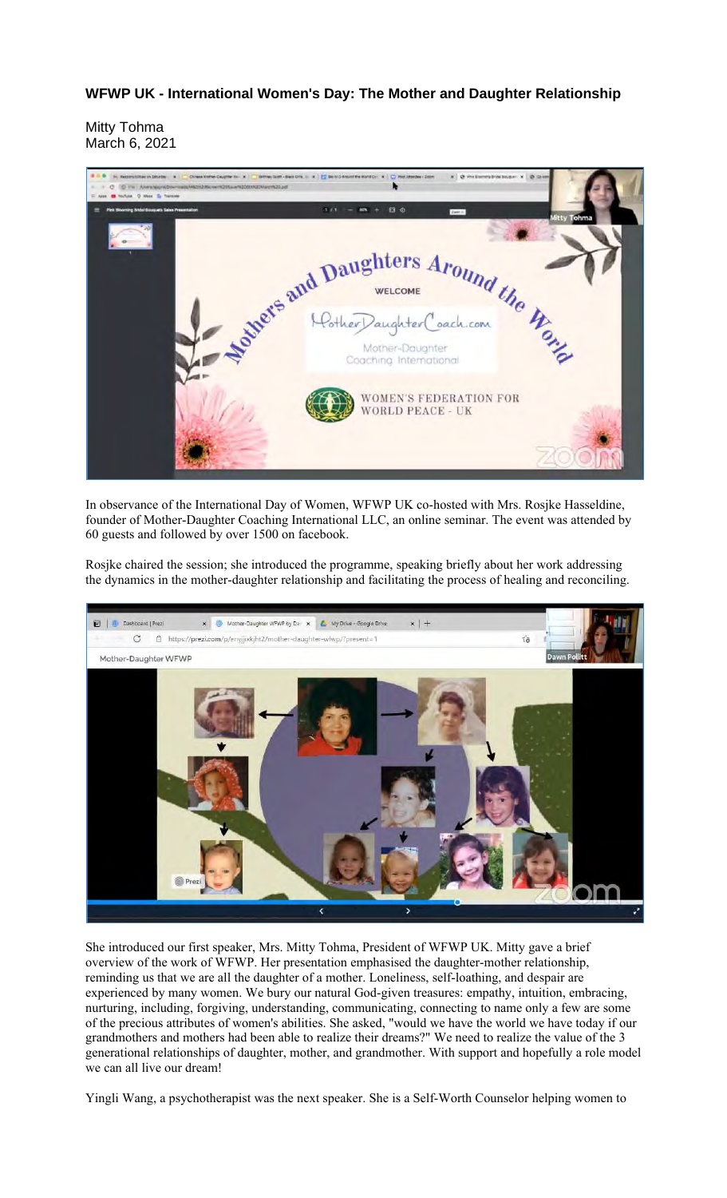# WFWP UK - International Women's Day: The Mother and Daughter Relationship

Mitty Tohma
March 6, 2021

In observance of the International Day of Women, WFWP UK co-hosted with Mrs. Rosjke Hasseldine, founder of Mother-Daughter Coaching International LLC, an online seminar. The event was attended by 60 guests and followed by over 1500 on facebook.

Rosjke chaired the session; she introduced the programme, speaking briefly about her work addressing the dynamics in the mother-daughter relationship and facilitating the process of healing and reconciling.

She introduced our first speaker, Mrs. Mitty Tohma, President of WFWP UK. Mitty gave a brief overview of the work of WFWP. Her presentation emphasised the daughter-mother relationship, reminding us that we are all the daughter of a mother. Loneliness, self-loathing, and despair are experienced by many women. We bury our natural God-given treasures: empathy, intuition, embracing, nurturing, including, forgiving, understanding, communicating, connecting to name only a few are some of the precious attributes of women's abilities. She asked, "would we have the world we have today if our grandmothers and mothers had been able to realize their dreams?" We need to realize the value of the 3 generational relationships of daughter, mother, and grandmother. With support and hopefully a role model we can all live our dream!

Yingli Wang, a psychotherapist was the next speaker. She is a Self-Worth Counselor helping women to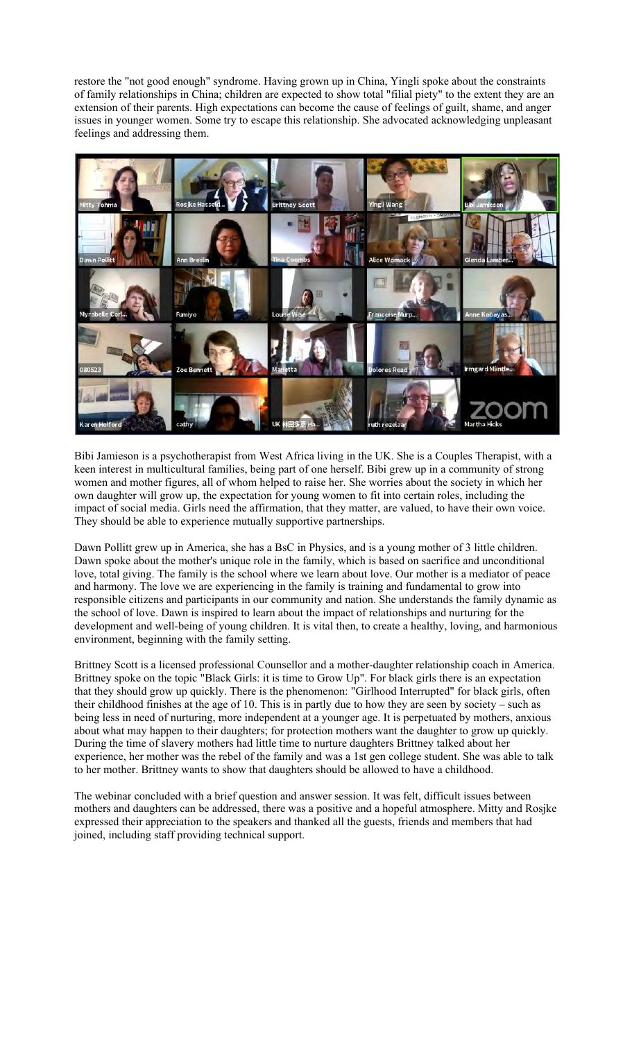restore the "not good enough" syndrome. Having grown up in China, Yingli spoke about the constraints of family relationships in China; children are expected to show total "filial piety" to the extent they are an extension of their parents. High expectations can become the cause of feelings of guilt, shame, and anger issues in younger women. Some try to escape this relationship. She advocated acknowledging unpleasant feelings and addressing them.

Bibi Jamieson is a psychotherapist from West Africa living in the UK. She is a Couples Therapist, with a keen interest in multicultural families, being part of one herself. Bibi grew up in a community of strong women and mother figures, all of whom helped to raise her. She worries about the society in which her own daughter will grow up, the expectation for young women to fit into certain roles, including the impact of social media. Girls need the affirmation, that they matter, are valued, to have their own voice. They should be able to experience mutually supportive partnerships.

Dawn Pollitt grew up in America, she has a BsC in Physics, and is a young mother of 3 little children. Dawn spoke about the mother's unique role in the family, which is based on sacrifice and unconditional love, total giving. The family is the school where we learn about love. Our mother is a mediator of peace and harmony. The love we are experiencing in the family is training and fundamental to grow into responsible citizens and participants in our community and nation. She understands the family dynamic as the school of love. Dawn is inspired to learn about the impact of relationships and nurturing for the development and well-being of young children. It is vital then, to create a healthy, loving, and harmonious environment, beginning with the family setting.

Brittney Scott is a licensed professional Counsellor and a mother-daughter relationship coach in America. Brittney spoke on the topic "Black Girls: it is time to Grow Up". For black girls there is an expectation that they should grow up quickly. There is the phenomenon: "Girlhood Interrupted" for black girls, often their childhood finishes at the age of 10. This is in partly due to how they are seen by society – such as being less in need of nurturing, more independent at a younger age. It is perpetuated by mothers, anxious about what may happen to their daughters; for protection mothers want the daughter to grow up quickly. During the time of slavery mothers had little time to nurture daughters Brittney talked about her experience, her mother was the rebel of the family and was a 1st gen college student. She was able to talk to her mother. Brittney wants to show that daughters should be allowed to have a childhood.

The webinar concluded with a brief question and answer session. It was felt, difficult issues between mothers and daughters can be addressed, there was a positive and a hopeful atmosphere. Mitty and Rosjke expressed their appreciation to the speakers and thanked all the guests, friends and members that had joined, including staff providing technical support.